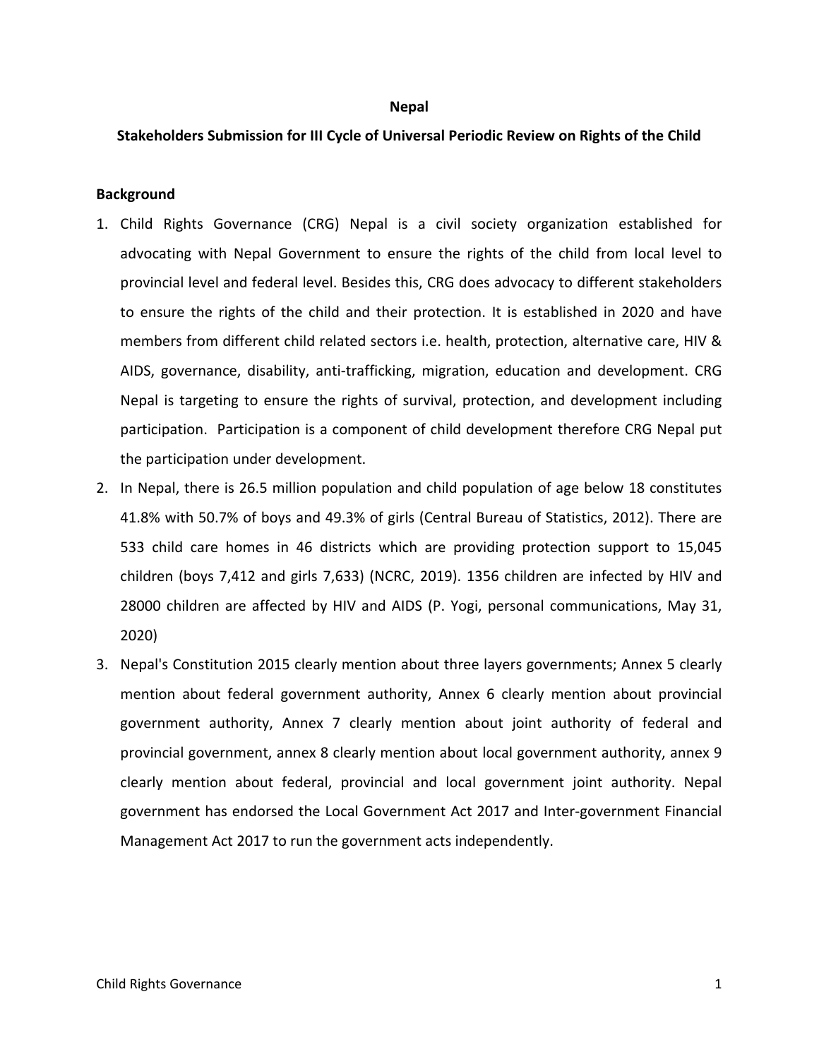**Nepal**

**Stakeholders Submission for III Cycle of Universal Periodic Review on Rights of the Child**

**Background**

1. Child Rights Governance (CRG) Nepal is a civil society organization established for advocating with Nepal Government to ensure the rights of the child from local level to provincial level and federal level. Besides this, CRG does advocacy to different stakeholders to ensure the rights of the child and their protection. It is established in 2020 and have members from different child related sectors i.e. health, protection, alternative care, HIV & AIDS, governance, disability, anti-trafficking, migration, education and development. CRG Nepal is targeting to ensure the rights of survival, protection, and development including participation. Participation is a component of child development therefore CRG Nepal put the participation under development.
2. In Nepal, there is 26.5 million population and child population of age below 18 constitutes 41.8% with 50.7% of boys and 49.3% of girls (Central Bureau of Statistics, 2012). There are 533 child care homes in 46 districts which are providing protection support to 15,045 children (boys 7,412 and girls 7,633) (NCRC, 2019). 1356 children are infected by HIV and 28000 children are affected by HIV and AIDS (P. Yogi, personal communications, May 31, 2020)
3. Nepal's Constitution 2015 clearly mention about three layers governments; Annex 5 clearly mention about federal government authority, Annex 6 clearly mention about provincial government authority, Annex 7 clearly mention about joint authority of federal and provincial government, annex 8 clearly mention about local government authority, annex 9 clearly mention about federal, provincial and local government joint authority. Nepal government has endorsed the Local Government Act 2017 and Inter-government Financial Management Act 2017 to run the government acts independently.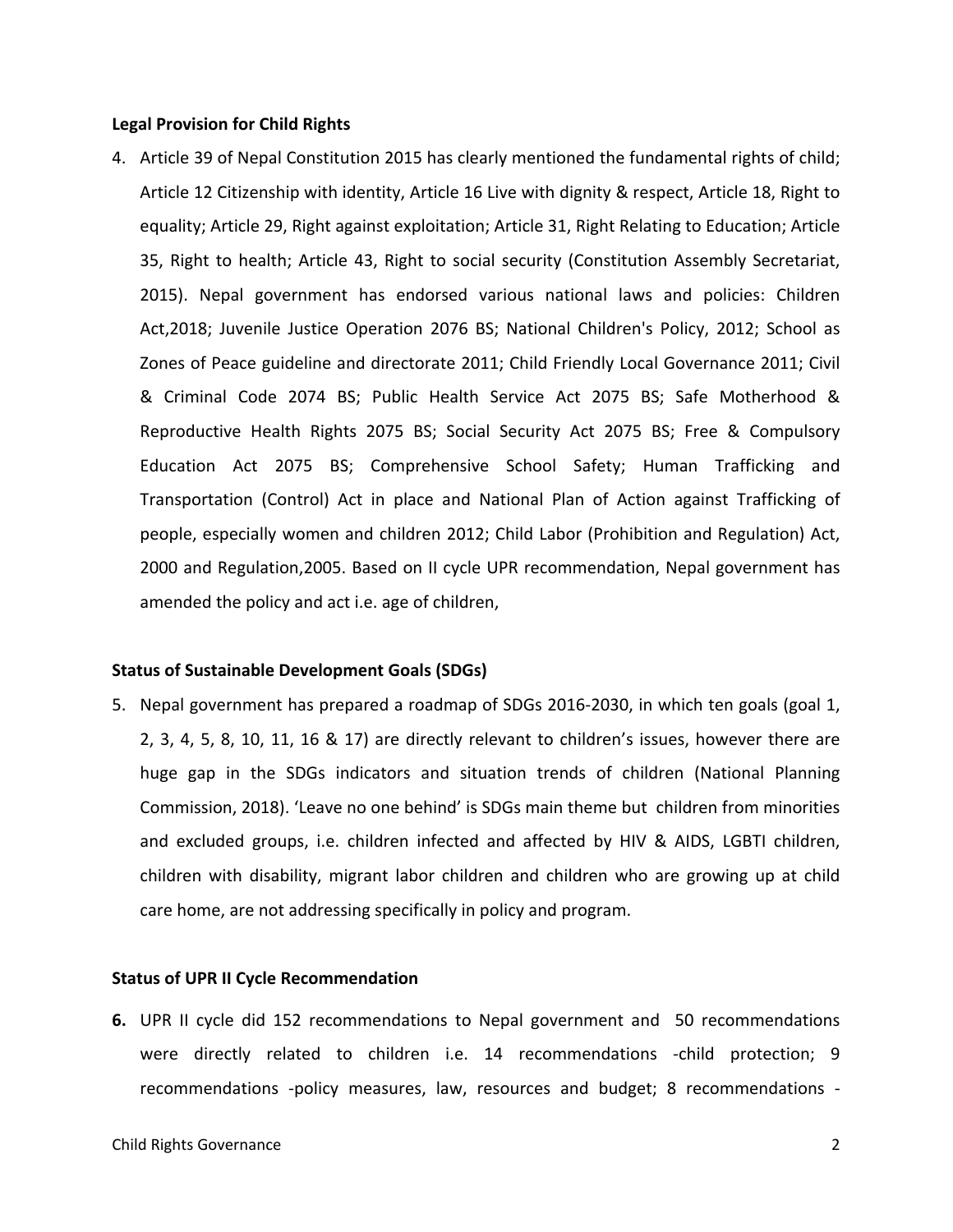**Legal Provision for Child Rights**

4. Article 39 of Nepal Constitution 2015 has clearly mentioned the fundamental rights of child; Article 12 Citizenship with identity, Article 16 Live with dignity & respect, Article 18, Right to equality; Article 29, Right against exploitation; Article 31, Right Relating to Education; Article 35, Right to health; Article 43, Right to social security (Constitution Assembly Secretariat, 2015). Nepal government has endorsed various national laws and policies: Children Act,2018; Juvenile Justice Operation 2076 BS; National Children's Policy, 2012; School as Zones of Peace guideline and directorate 2011; Child Friendly Local Governance 2011; Civil & Criminal Code 2074 BS; Public Health Service Act 2075 BS; Safe Motherhood & Reproductive Health Rights 2075 BS; Social Security Act 2075 BS; Free & Compulsory Education Act 2075 BS; Comprehensive School Safety; Human Trafficking and Transportation (Control) Act in place and National Plan of Action against Trafficking of people, especially women and children 2012; Child Labor (Prohibition and Regulation) Act, 2000 and Regulation,2005. Based on II cycle UPR recommendation, Nepal government has amended the policy and act i.e. age of children,

**Status of Sustainable Development Goals (SDGs)**

5. Nepal government has prepared a roadmap of SDGs 2016-2030, in which ten goals (goal 1, 2, 3, 4, 5, 8, 10, 11, 16 & 17) are directly relevant to children's issues, however there are huge gap in the SDGs indicators and situation trends of children (National Planning Commission, 2018). 'Leave no one behind' is SDGs main theme but children from minorities and excluded groups, i.e. children infected and affected by HIV & AIDS, LGBTI children, children with disability, migrant labor children and children who are growing up at child care home, are not addressing specifically in policy and program.

**Status of UPR II Cycle Recommendation**

**6.** UPR II cycle did 152 recommendations to Nepal government and 50 recommendations were directly related to children i.e. 14 recommendations -child protection; 9 recommendations -policy measures, law, resources and budget; 8 recommendations -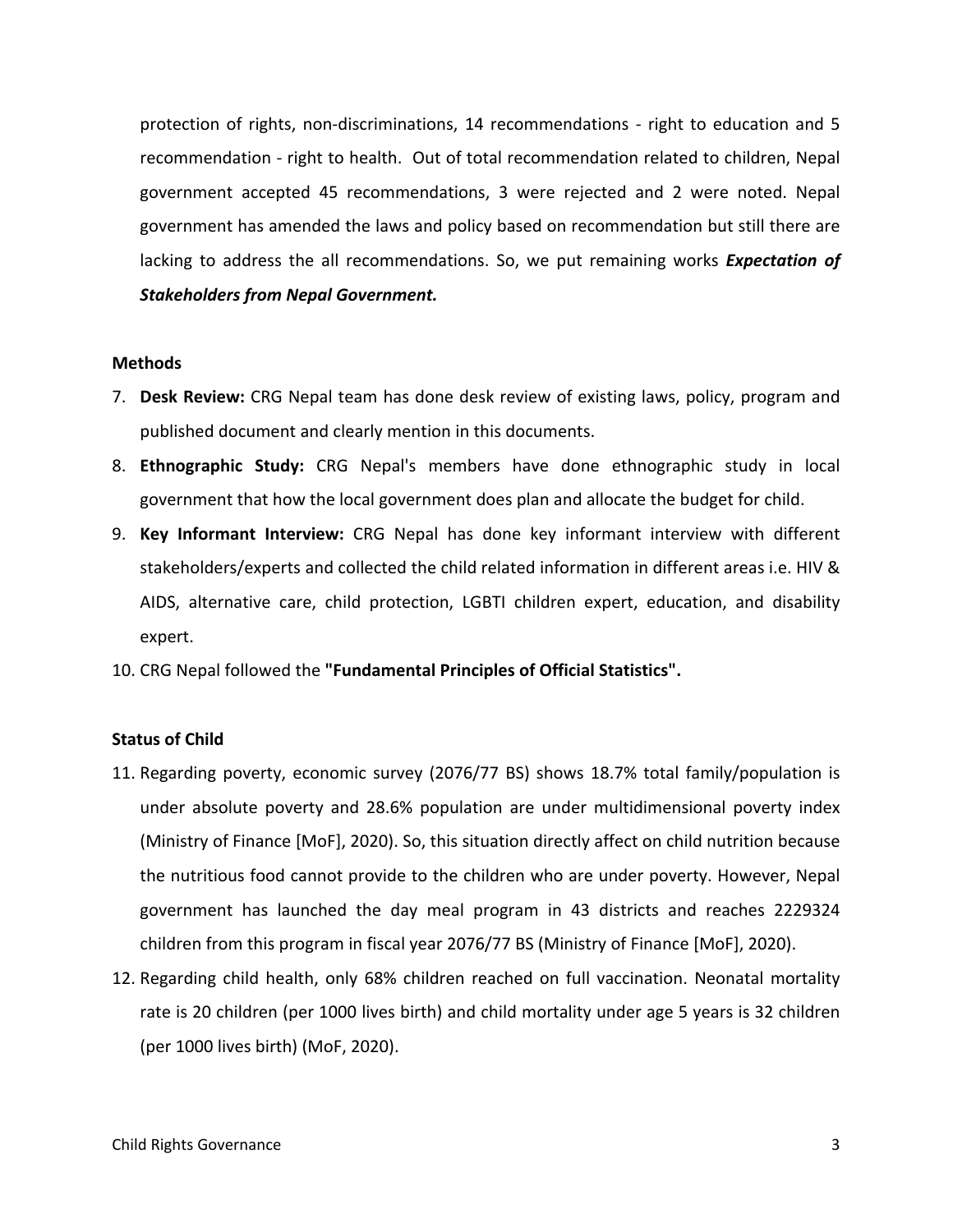protection of rights, non-discriminations, 14 recommendations - right to education and 5 recommendation - right to health. Out of total recommendation related to children, Nepal government accepted 45 recommendations, 3 were rejected and 2 were noted. Nepal government has amended the laws and policy based on recommendation but still there are lacking to address the all recommendations. So, we put remaining works ***Expectation of Stakeholders from Nepal Government.***

**Methods**

7. **Desk Review:** CRG Nepal team has done desk review of existing laws, policy, program and published document and clearly mention in this documents.
8. **Ethnographic Study:** CRG Nepal's members have done ethnographic study in local government that how the local government does plan and allocate the budget for child.
9. **Key Informant Interview:** CRG Nepal has done key informant interview with different stakeholders/experts and collected the child related information in different areas i.e. HIV & AIDS, alternative care, child protection, LGBTI children expert, education, and disability expert.
10. CRG Nepal followed the **"Fundamental Principles of Official Statistics".**

**Status of Child**

11. Regarding poverty, economic survey (2076/77 BS) shows 18.7% total family/population is under absolute poverty and 28.6% population are under multidimensional poverty index (Ministry of Finance [MoF], 2020). So, this situation directly affect on child nutrition because the nutritious food cannot provide to the children who are under poverty. However, Nepal government has launched the day meal program in 43 districts and reaches 2229324 children from this program in fiscal year 2076/77 BS (Ministry of Finance [MoF], 2020).
12. Regarding child health, only 68% children reached on full vaccination. Neonatal mortality rate is 20 children (per 1000 lives birth) and child mortality under age 5 years is 32 children (per 1000 lives birth) (MoF, 2020).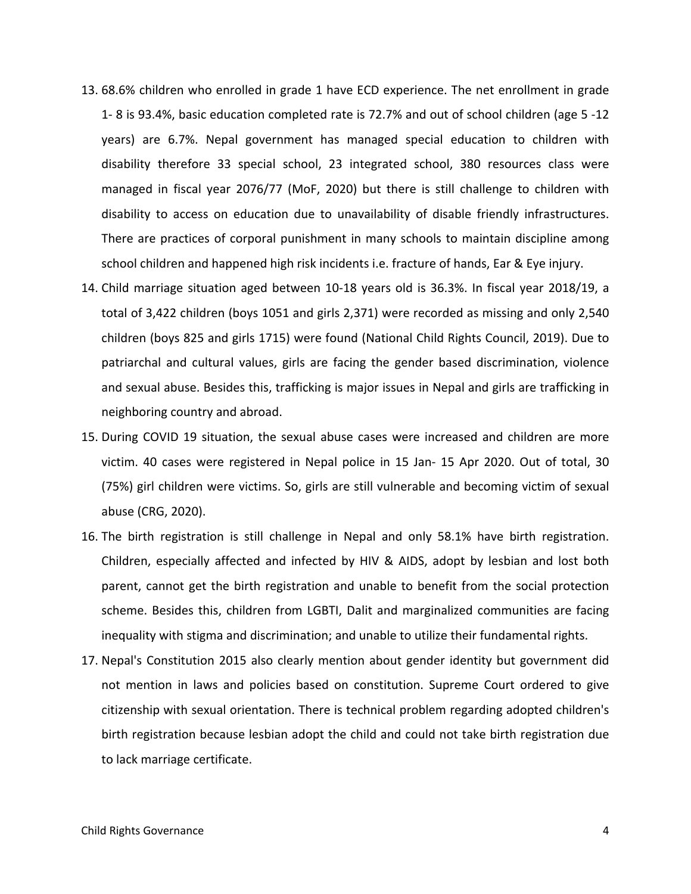13. 68.6% children who enrolled in grade 1 have ECD experience. The net enrollment in grade 1- 8 is 93.4%, basic education completed rate is 72.7% and out of school children (age 5 -12 years) are 6.7%. Nepal government has managed special education to children with disability therefore 33 special school, 23 integrated school, 380 resources class were managed in fiscal year 2076/77 (MoF, 2020) but there is still challenge to children with disability to access on education due to unavailability of disable friendly infrastructures. There are practices of corporal punishment in many schools to maintain discipline among school children and happened high risk incidents i.e. fracture of hands, Ear & Eye injury.
14. Child marriage situation aged between 10-18 years old is 36.3%. In fiscal year 2018/19, a total of 3,422 children (boys 1051 and girls 2,371) were recorded as missing and only 2,540 children (boys 825 and girls 1715) were found (National Child Rights Council, 2019). Due to patriarchal and cultural values, girls are facing the gender based discrimination, violence and sexual abuse. Besides this, trafficking is major issues in Nepal and girls are trafficking in neighboring country and abroad.
15. During COVID 19 situation, the sexual abuse cases were increased and children are more victim. 40 cases were registered in Nepal police in 15 Jan- 15 Apr 2020. Out of total, 30 (75%) girl children were victims. So, girls are still vulnerable and becoming victim of sexual abuse (CRG, 2020).
16. The birth registration is still challenge in Nepal and only 58.1% have birth registration. Children, especially affected and infected by HIV & AIDS, adopt by lesbian and lost both parent, cannot get the birth registration and unable to benefit from the social protection scheme. Besides this, children from LGBTI, Dalit and marginalized communities are facing inequality with stigma and discrimination; and unable to utilize their fundamental rights.
17. Nepal's Constitution 2015 also clearly mention about gender identity but government did not mention in laws and policies based on constitution. Supreme Court ordered to give citizenship with sexual orientation. There is technical problem regarding adopted children's birth registration because lesbian adopt the child and could not take birth registration due to lack marriage certificate.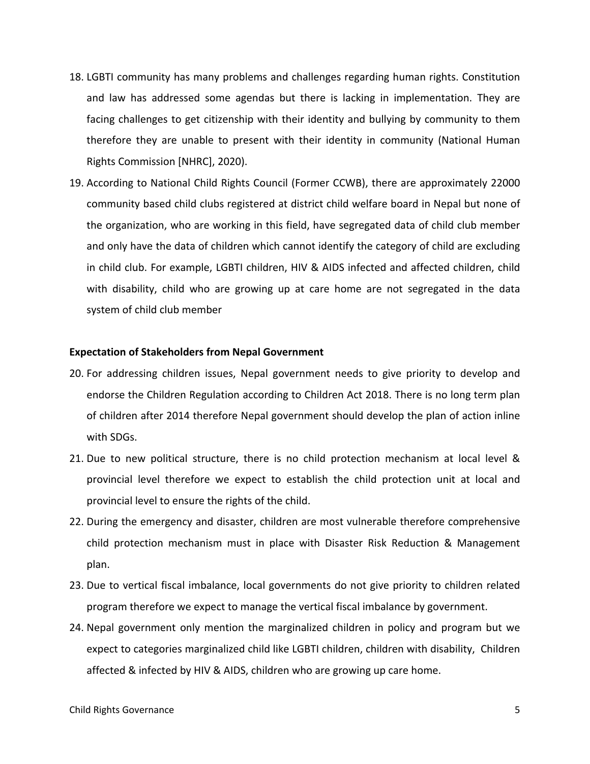18. LGBTI community has many problems and challenges regarding human rights. Constitution and law has addressed some agendas but there is lacking in implementation. They are facing challenges to get citizenship with their identity and bullying by community to them therefore they are unable to present with their identity in community (National Human Rights Commission [NHRC], 2020).
19. According to National Child Rights Council (Former CCWB), there are approximately 22000 community based child clubs registered at district child welfare board in Nepal but none of the organization, who are working in this field, have segregated data of child club member and only have the data of children which cannot identify the category of child are excluding in child club. For example, LGBTI children, HIV & AIDS infected and affected children, child with disability, child who are growing up at care home are not segregated in the data system of child club member

**Expectation of Stakeholders from Nepal Government**

20. For addressing children issues, Nepal government needs to give priority to develop and endorse the Children Regulation according to Children Act 2018. There is no long term plan of children after 2014 therefore Nepal government should develop the plan of action inline with SDGs.
21. Due to new political structure, there is no child protection mechanism at local level & provincial level therefore we expect to establish the child protection unit at local and provincial level to ensure the rights of the child.
22. During the emergency and disaster, children are most vulnerable therefore comprehensive child protection mechanism must in place with Disaster Risk Reduction & Management plan.
23. Due to vertical fiscal imbalance, local governments do not give priority to children related program therefore we expect to manage the vertical fiscal imbalance by government.
24. Nepal government only mention the marginalized children in policy and program but we expect to categories marginalized child like LGBTI children, children with disability, Children affected & infected by HIV & AIDS, children who are growing up care home.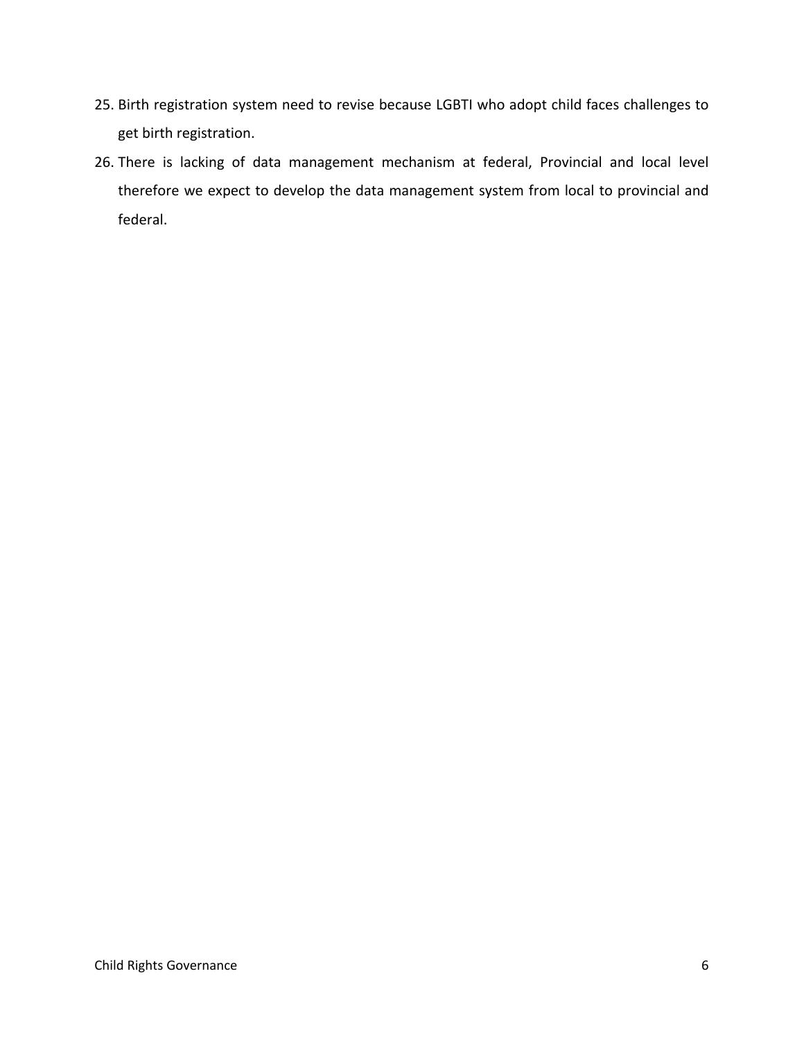25. Birth registration system need to revise because LGBTI who adopt child faces challenges to get birth registration.
26. There is lacking of data management mechanism at federal, Provincial and local level therefore we expect to develop the data management system from local to provincial and federal.